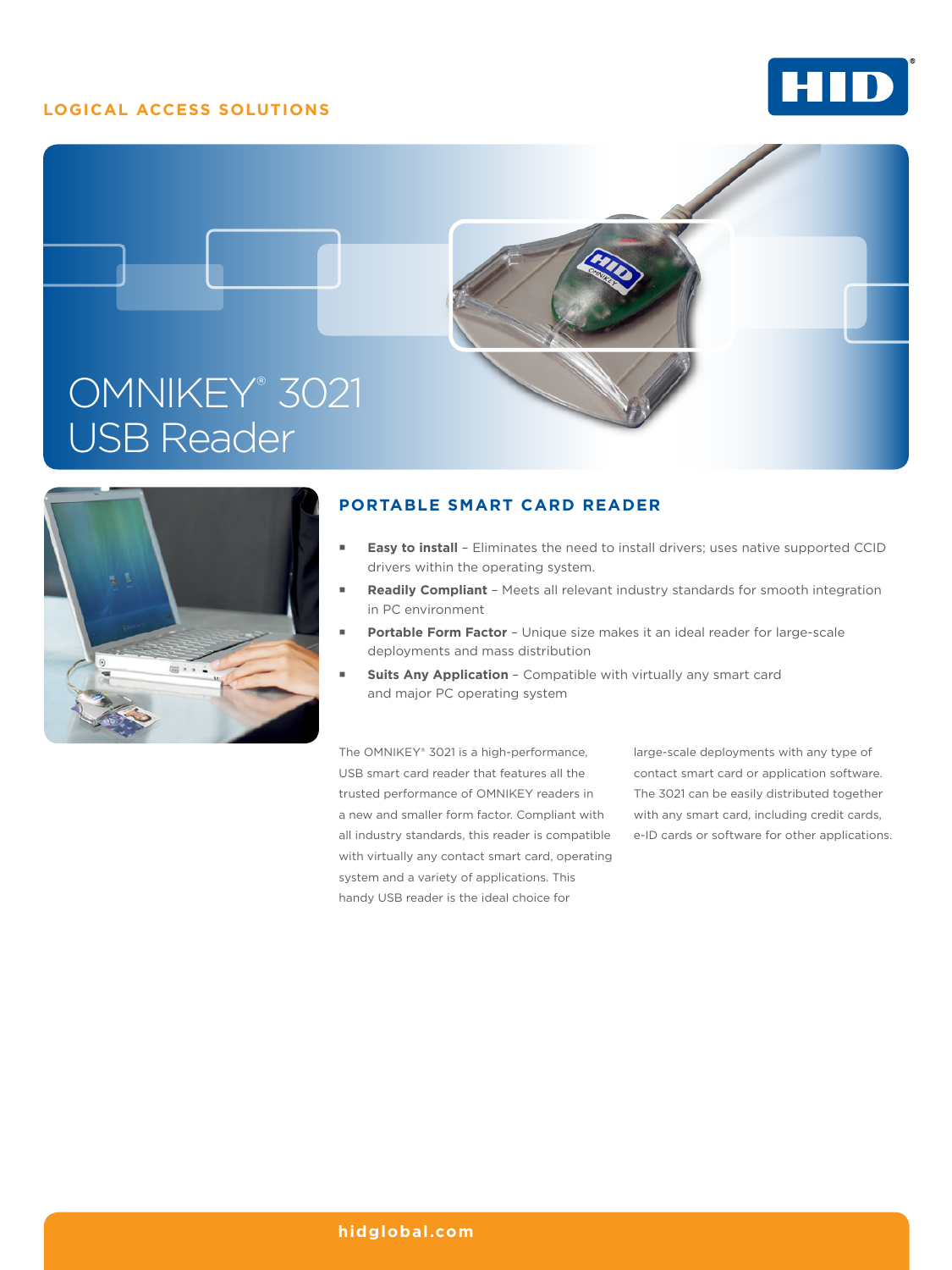LOGICAL ACCESS SOLUTIONS

# OMNIKEY® 3021 USB Reader

## PORTABLE SMART CARD READER

- **Easy to install** – Eliminates the need to install drivers; uses native supported CCID drivers within the operating system.
- **Readily Compliant** – Meets all relevant industry standards for smooth integration in PC environment
- **Portable Form Factor** – Unique size makes it an ideal reader for large-scale deployments and mass distribution
- **Suits Any Application** – Compatible with virtually any smart card and major PC operating system

The OMNIKEY® 3021 is a high-performance, USB smart card reader that features all the trusted performance of OMNIKEY readers in a new and smaller form factor. Compliant with all industry standards, this reader is compatible with virtually any contact smart card, operating system and a variety of applications. This handy USB reader is the ideal choice for large-scale deployments with any type of contact smart card or application software. The 3021 can be easily distributed together with any smart card, including credit cards, e-ID cards or software for other applications.

hidglobal.com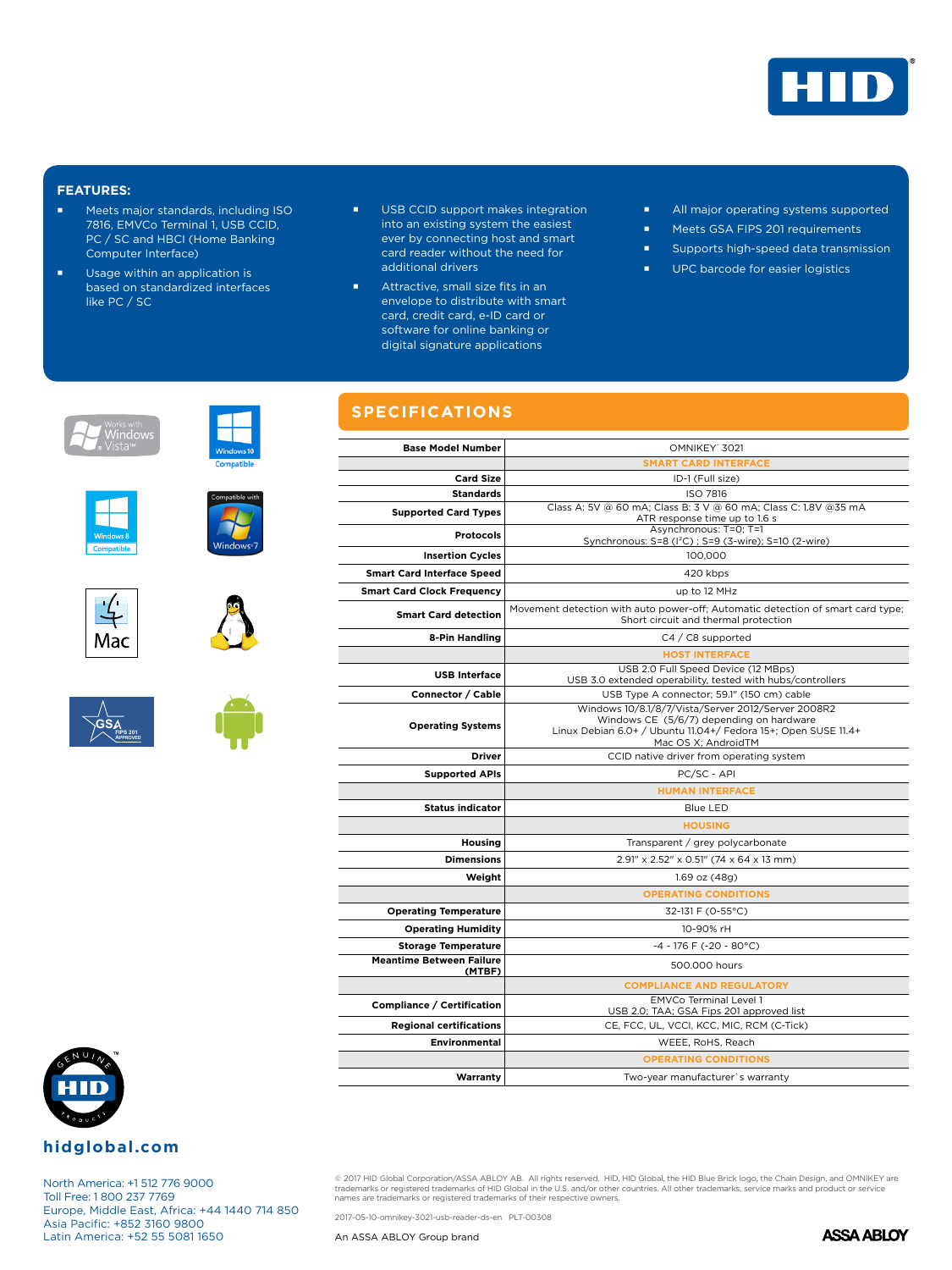## FEATURES:

- Meets major standards, including ISO 7816, EMVCo Terminal 1, USB CCID, PC / SC and HBCI (Home Banking Computer Interface)
- Usage within an application is based on standardized interfaces like PC / SC
- USB CCID support makes integration into an existing system the easiest ever by connecting host and smart card reader without the need for additional drivers
- Attractive, small size fits in an envelope to distribute with smart card, credit card, e-ID card or software for online banking or digital signature applications
- All major operating systems supported
- Meets GSA FIPS 201 requirements
- Supports high-speed data transmission
- UPC barcode for easier logistics

## SPECIFICATIONS

| | |
|---|---|
| **Base Model Number** | OMNIKEY® 3021 |
| | **SMART CARD INTERFACE** |
| **Card Size** | ID-1 (Full size) |
| **Standards** | ISO 7816 |
| **Supported Card Types** | Class A: 5V @ 60 mA; Class B: 3 V @ 60 mA; Class C: 1.8V @35 mA ATR response time up to 1.6 s |
| **Protocols** | Asynchronous: T=0; T=1 Synchronous: S=8 (I²C) ; S=9 (3-wire); S=10 (2-wire) |
| **Insertion Cycles** | 100,000 |
| **Smart Card Interface Speed** | 420 kbps |
| **Smart Card Clock Frequency** | up to 12 MHz |
| **Smart Card detection** | Movement detection with auto power-off; Automatic detection of smart card type; Short circuit and thermal protection |
| **8-Pin Handling** | C4 / C8 supported |
| | **HOST INTERFACE** |
| **USB Interface** | USB 2.0 Full Speed Device (12 MBps) USB 3.0 extended operability, tested with hubs/controllers |
| **Connector / Cable** | USB Type A connector; 59.1" (150 cm) cable |
| **Operating Systems** | Windows 10/8.1/8/7/Vista/Server 2012/Server 2008R2 Windows CE (5/6/7) depending on hardware Linux Debian 6.0+ / Ubuntu 11.04+/ Fedora 15+; Open SUSE 11.4+ Mac OS X; AndroidTM |
| **Driver** | CCID native driver from operating system |
| **Supported APIs** | PC/SC - API |
| | **HUMAN INTERFACE** |
| **Status indicator** | Blue LED |
| | **HOUSING** |
| **Housing** | Transparent / grey polycarbonate |
| **Dimensions** | 2.91" x 2.52" x 0.51" (74 x 64 x 13 mm) |
| **Weight** | 1.69 oz (48g) |
| | **OPERATING CONDITIONS** |
| **Operating Temperature** | 32-131 F (0-55°C) |
| **Operating Humidity** | 10-90% rH |
| **Storage Temperature** | -4 - 176 F (-20 - 80°C) |
| **Meantime Between Failure (MTBF)** | 500.000 hours |
| | **COMPLIANCE AND REGULATORY** |
| **Compliance / Certification** | EMVCo Terminal Level 1 USB 2.0; TAA; GSA Fips 201 approved list |
| **Regional certifications** | CE, FCC, UL, VCCI, KCC, MIC, RCM (C-Tick) |
| **Environmental** | WEEE, RoHS, Reach |
| | **OPERATING CONDITIONS** |
| **Warranty** | Two-year manufacturer`s warranty |

**hidglobal.com**

North America: +1 512 776 9000
Toll Free: 1 800 237 7769
Europe, Middle East, Africa: +44 1440 714 850
Asia Pacific: +852 3160 9800
Latin America: +52 55 5081 1650

© 2017 HID Global Corporation/ASSA ABLOY AB. All rights reserved. HID, HID Global, the HID Blue Brick logo, the Chain Design, and OMNIKEY are trademarks or registered trademarks of HID Global in the U.S. and/or other countries. All other trademarks, service marks and product or service names are trademarks or registered trademarks of their respective owners.

2017-05-10-omnikey-3021-usb-reader-ds-en PLT-00308

An ASSA ABLOY Group brand

ASSA ABLOY